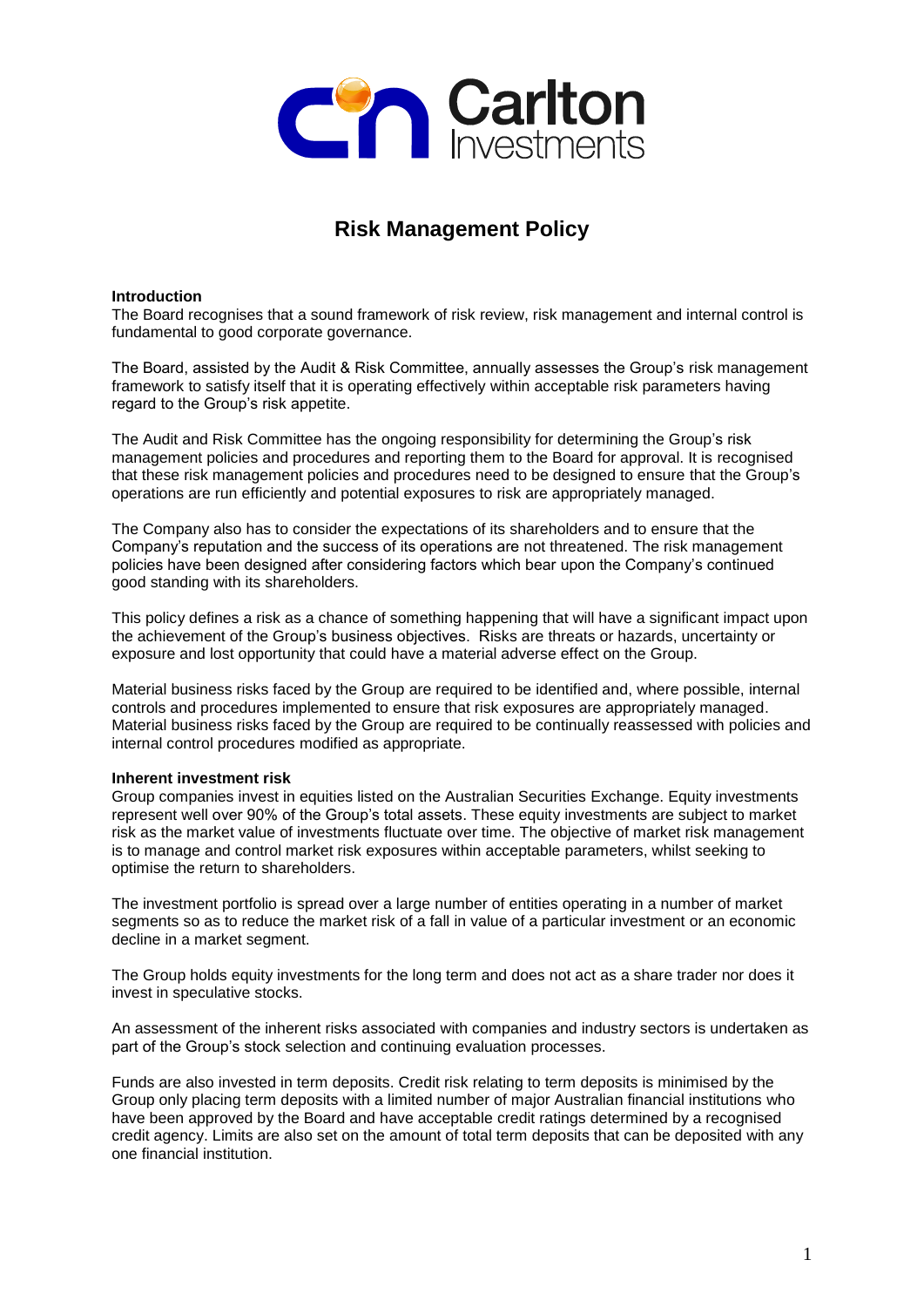Carlton Investments

# Risk Management Policy

**Introduction**

The Board recognises that a sound framework of risk review, risk management and internal control is fundamental to good corporate governance.

The Board, assisted by the Audit & Risk Committee, annually assesses the Group's risk management framework to satisfy itself that it is operating effectively within acceptable risk parameters having regard to the Group's risk appetite.

The Audit and Risk Committee has the ongoing responsibility for determining the Group's risk management policies and procedures and reporting them to the Board for approval. It is recognised that these risk management policies and procedures need to be designed to ensure that the Group's operations are run efficiently and potential exposures to risk are appropriately managed.

The Company also has to consider the expectations of its shareholders and to ensure that the Company's reputation and the success of its operations are not threatened. The risk management policies have been designed after considering factors which bear upon the Company's continued good standing with its shareholders.

This policy defines a risk as a chance of something happening that will have a significant impact upon the achievement of the Group's business objectives. Risks are threats or hazards, uncertainty or exposure and lost opportunity that could have a material adverse effect on the Group.

Material business risks faced by the Group are required to be identified and, where possible, internal controls and procedures implemented to ensure that risk exposures are appropriately managed. Material business risks faced by the Group are required to be continually reassessed with policies and internal control procedures modified as appropriate.

**Inherent investment risk**

Group companies invest in equities listed on the Australian Securities Exchange. Equity investments represent well over 90% of the Group's total assets. These equity investments are subject to market risk as the market value of investments fluctuate over time. The objective of market risk management is to manage and control market risk exposures within acceptable parameters, whilst seeking to optimise the return to shareholders.

The investment portfolio is spread over a large number of entities operating in a number of market segments so as to reduce the market risk of a fall in value of a particular investment or an economic decline in a market segment.

The Group holds equity investments for the long term and does not act as a share trader nor does it invest in speculative stocks.

An assessment of the inherent risks associated with companies and industry sectors is undertaken as part of the Group's stock selection and continuing evaluation processes.

Funds are also invested in term deposits. Credit risk relating to term deposits is minimised by the Group only placing term deposits with a limited number of major Australian financial institutions who have been approved by the Board and have acceptable credit ratings determined by a recognised credit agency. Limits are also set on the amount of total term deposits that can be deposited with any one financial institution.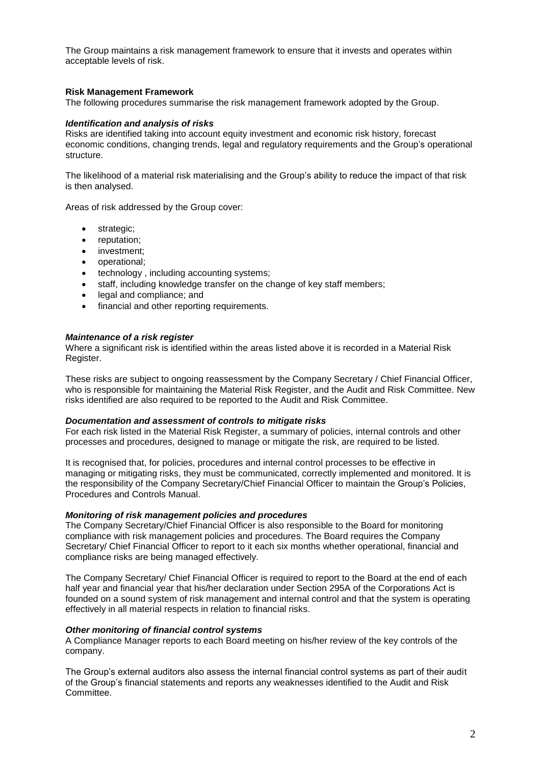The Group maintains a risk management framework to ensure that it invests and operates within acceptable levels of risk.

**Risk Management Framework**

The following procedures summarise the risk management framework adopted by the Group.

***Identification and analysis of risks***

Risks are identified taking into account equity investment and economic risk history, forecast economic conditions, changing trends, legal and regulatory requirements and the Group's operational structure.

The likelihood of a material risk materialising and the Group's ability to reduce the impact of that risk is then analysed.

Areas of risk addressed by the Group cover:

- strategic;
- reputation;
- investment;
- operational;
- technology , including accounting systems;
- staff, including knowledge transfer on the change of key staff members;
- legal and compliance; and
- financial and other reporting requirements.

***Maintenance of a risk register***

Where a significant risk is identified within the areas listed above it is recorded in a Material Risk Register.

These risks are subject to ongoing reassessment by the Company Secretary / Chief Financial Officer, who is responsible for maintaining the Material Risk Register, and the Audit and Risk Committee. New risks identified are also required to be reported to the Audit and Risk Committee.

***Documentation and assessment of controls to mitigate risks***

For each risk listed in the Material Risk Register, a summary of policies, internal controls and other processes and procedures, designed to manage or mitigate the risk, are required to be listed.

It is recognised that, for policies, procedures and internal control processes to be effective in managing or mitigating risks, they must be communicated, correctly implemented and monitored. It is the responsibility of the Company Secretary/Chief Financial Officer to maintain the Group's Policies, Procedures and Controls Manual.

***Monitoring of risk management policies and procedures***

The Company Secretary/Chief Financial Officer is also responsible to the Board for monitoring compliance with risk management policies and procedures. The Board requires the Company Secretary/ Chief Financial Officer to report to it each six months whether operational, financial and compliance risks are being managed effectively.

The Company Secretary/ Chief Financial Officer is required to report to the Board at the end of each half year and financial year that his/her declaration under Section 295A of the Corporations Act is founded on a sound system of risk management and internal control and that the system is operating effectively in all material respects in relation to financial risks.

***Other monitoring of financial control systems***

A Compliance Manager reports to each Board meeting on his/her review of the key controls of the company.

The Group's external auditors also assess the internal financial control systems as part of their audit of the Group's financial statements and reports any weaknesses identified to the Audit and Risk Committee.